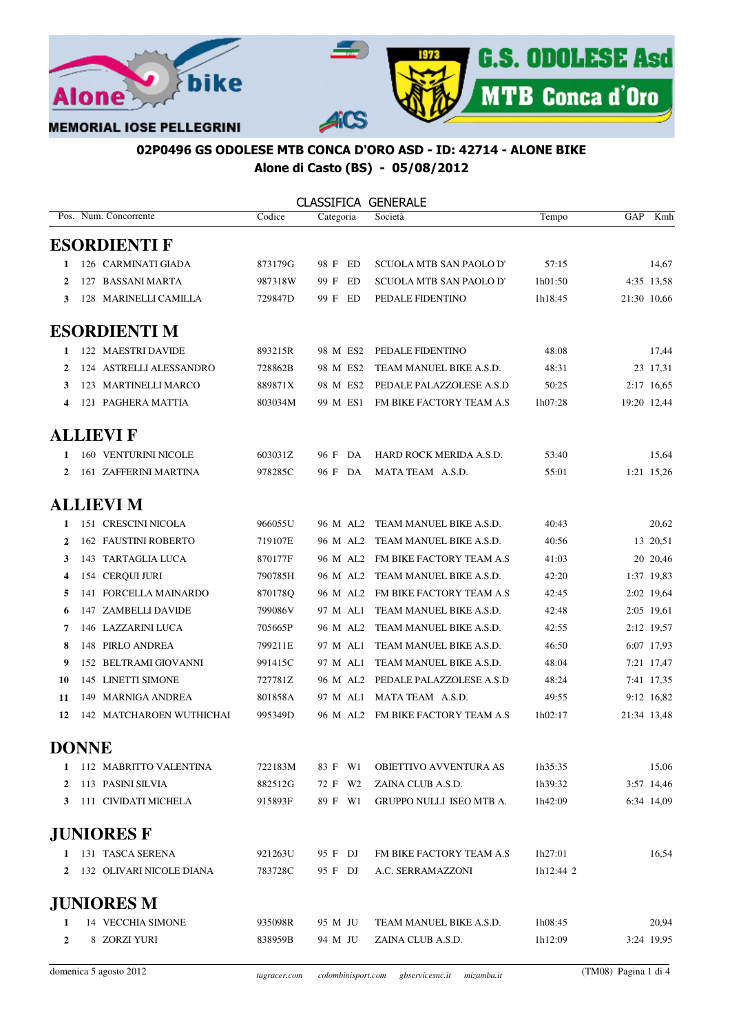MEMORIAL IOSE PELLEGRINI

**02P0496 GS ODOLESE MTB CONCA D'ORO ASD - ID: 42714 - ALONE BIKE**
**Alone di Casto (BS) - 05/08/2012**

CLASSIFICA GENERALE

| Pos. | Num. | Concorrente | Codice | Categoria | Società | Tempo | GAP | Kmh |
|---|---|---|---|---|---|---|---|---|
| **ESORDIENTI F** | | | | | | | | |
| 1 | 126 | CARMINATI GIADA | 873179G | 98 F ED | SCUOLA MTB SAN PAOLO D' | 57:15 | | 14,67 |
| 2 | 127 | BASSANI MARTA | 987318W | 99 F ED | SCUOLA MTB SAN PAOLO D' | 1h01:50 | 4:35 | 13,58 |
| 3 | 128 | MARINELLI CAMILLA | 729847D | 99 F ED | PEDALE FIDENTINO | 1h18:45 | 21:30 | 10,66 |
| **ESORDIENTI M** | | | | | | | | |
| 1 | 122 | MAESTRI DAVIDE | 893215R | 98 M ES2 | PEDALE FIDENTINO | 48:08 | | 17,44 |
| 2 | 124 | ASTRELLI ALESSANDRO | 728862B | 98 M ES2 | TEAM MANUEL BIKE A.S.D. | 48:31 | 23 | 17,31 |
| 3 | 123 | MARTINELLI MARCO | 889871X | 98 M ES2 | PEDALE PALAZZOLESE A.S.D | 50:25 | 2:17 | 16,65 |
| 4 | 121 | PAGHERA MATTIA | 803034M | 99 M ES1 | FM BIKE FACTORY TEAM A.S | 1h07:28 | 19:20 | 12,44 |
| **ALLIEVI F** | | | | | | | | |
| 1 | 160 | VENTURINI NICOLE | 603031Z | 96 F DA | HARD ROCK MERIDA A.S.D. | 53:40 | | 15,64 |
| 2 | 161 | ZAFFERINI MARTINA | 978285C | 96 F DA | MATA TEAM A.S.D. | 55:01 | 1:21 | 15,26 |
| **ALLIEVI M** | | | | | | | | |
| 1 | 151 | CRESCINI NICOLA | 966055U | 96 M AL2 | TEAM MANUEL BIKE A.S.D. | 40:43 | | 20,62 |
| 2 | 162 | FAUSTINI ROBERTO | 719107E | 96 M AL2 | TEAM MANUEL BIKE A.S.D. | 40:56 | 13 | 20,51 |
| 3 | 143 | TARTAGLIA LUCA | 870177F | 96 M AL2 | FM BIKE FACTORY TEAM A.S | 41:03 | 20 | 20,46 |
| 4 | 154 | CERQUI JURI | 790785H | 96 M AL2 | TEAM MANUEL BIKE A.S.D. | 42:20 | 1:37 | 19,83 |
| 5 | 141 | FORCELLA MAINARDO | 870178Q | 96 M AL2 | FM BIKE FACTORY TEAM A.S | 42:45 | 2:02 | 19,64 |
| 6 | 147 | ZAMBELLI DAVIDE | 799086V | 97 M AL1 | TEAM MANUEL BIKE A.S.D. | 42:48 | 2:05 | 19,61 |
| 7 | 146 | LAZZARINI LUCA | 705665P | 96 M AL2 | TEAM MANUEL BIKE A.S.D. | 42:55 | 2:12 | 19,57 |
| 8 | 148 | PIRLO ANDREA | 799211E | 97 M AL1 | TEAM MANUEL BIKE A.S.D. | 46:50 | 6:07 | 17,93 |
| 9 | 152 | BELTRAMI GIOVANNI | 991415C | 97 M AL1 | TEAM MANUEL BIKE A.S.D. | 48:04 | 7:21 | 17,47 |
| 10 | 145 | LINETTI SIMONE | 727781Z | 96 M AL2 | PEDALE PALAZZOLESE A.S.D | 48:24 | 7:41 | 17,35 |
| 11 | 149 | MARNIGA ANDREA | 801858A | 97 M AL1 | MATA TEAM A.S.D. | 49:55 | 9:12 | 16,82 |
| 12 | 142 | MATCHAROEN WUTHICHAI | 995349D | 96 M AL2 | FM BIKE FACTORY TEAM A.S | 1h02:17 | 21:34 | 13,48 |
| **DONNE** | | | | | | | | |
| 1 | 112 | MABRITTO VALENTINA | 722183M | 83 F W1 | OBIETTIVO AVVENTURA AS | 1h35:35 | | 15,06 |
| 2 | 113 | PASINI SILVIA | 882512G | 72 F W2 | ZAINA CLUB A.S.D. | 1h39:32 | 3:57 | 14,46 |
| 3 | 111 | CIVIDATI MICHELA | 915893F | 89 F W1 | GRUPPO NULLI ISEO MTB A. | 1h42:09 | 6:34 | 14,09 |
| **JUNIORES F** | | | | | | | | |
| 1 | 131 | TASCA SERENA | 921263U | 95 F DJ | FM BIKE FACTORY TEAM A.S | 1h27:01 | | 16,54 |
| 2 | 132 | OLIVARI NICOLE DIANA | 783728C | 95 F DJ | A.C. SERRAMAZZONI | 1h12:44 2 | | |
| **JUNIORES M** | | | | | | | | |
| 1 | 14 | VECCHIA SIMONE | 935098R | 95 M JU | TEAM MANUEL BIKE A.S.D. | 1h08:45 | | 20,94 |
| 2 | 8 | ZORZI YURI | 838959B | 94 M JU | ZAINA CLUB A.S.D. | 1h12:09 | 3:24 | 19,95 |

domenica 5 agosto 2012 — *tagracer.com colombinisport.com gbservicesnc.it mizamba.it* — (TM08)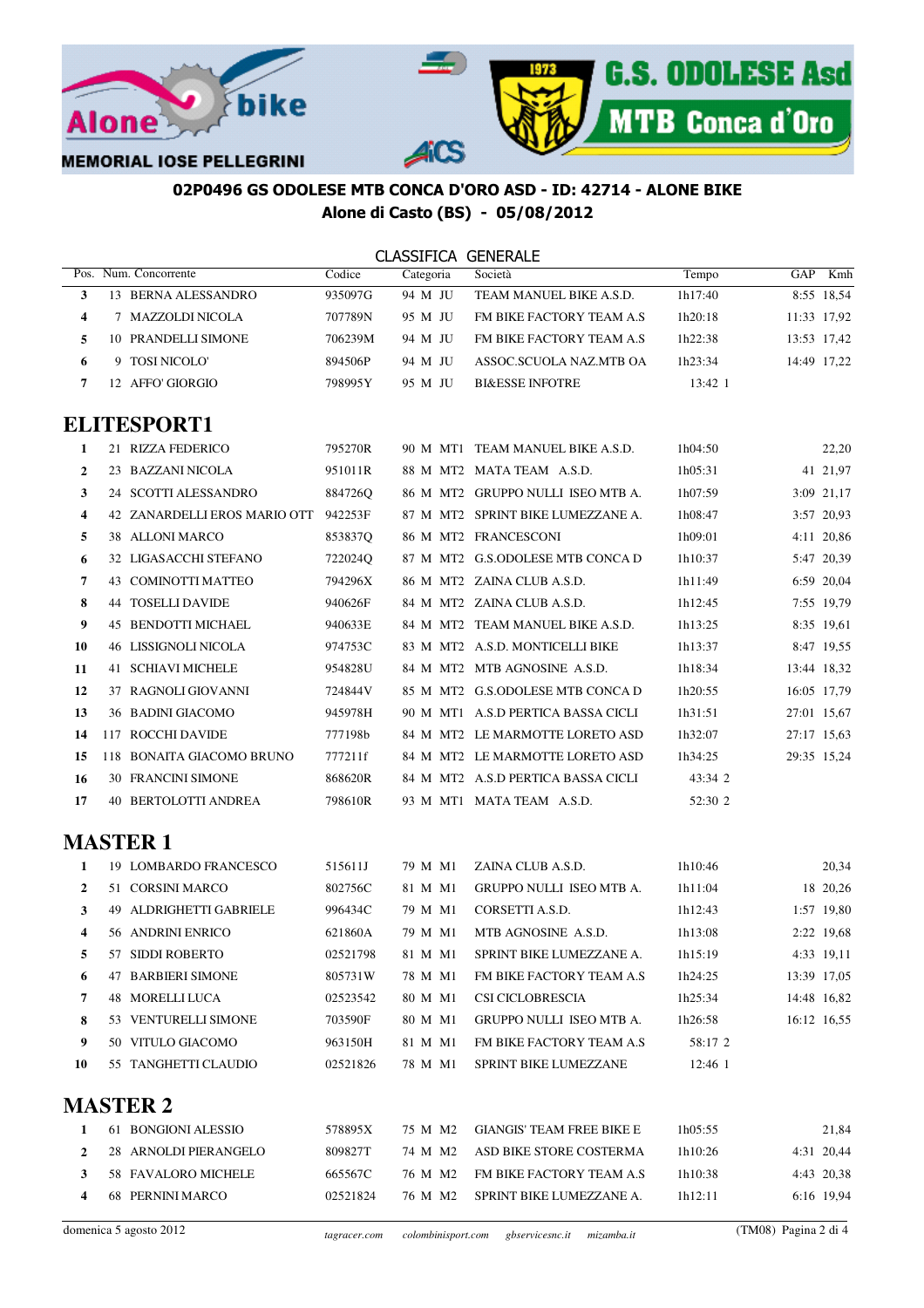MEMORIAL IOSE PELLEGRINI

**02P0496 GS ODOLESE MTB CONCA D'ORO ASD - ID: 42714 - ALONE BIKE**
**Alone di Casto (BS) - 05/08/2012**

CLASSIFICA GENERALE

| Pos. | Num. | Concorrente | Codice | Categoria | Società | Tempo | GAP | Kmh |
|---|---|---|---|---|---|---|---|---|
| 3 | 13 | BERNA ALESSANDRO | 935097G | 94 M JU | TEAM MANUEL BIKE A.S.D. | 1h17:40 | 8:55 | 18,54 |
| 4 | 7 | MAZZOLDI NICOLA | 707789N | 95 M JU | FM BIKE FACTORY TEAM A.S | 1h20:18 | 11:33 | 17,92 |
| 5 | 10 | PRANDELLI SIMONE | 706239M | 94 M JU | FM BIKE FACTORY TEAM A.S | 1h22:38 | 13:53 | 17,42 |
| 6 | 9 | TOSI NICOLO' | 894506P | 94 M JU | ASSOC.SCUOLA NAZ.MTB OA | 1h23:34 | 14:49 | 17,22 |
| 7 | 12 | AFFO' GIORGIO | 798995Y | 95 M JU | BI&ESSE INFOTRE | 13:42 1 | | |

## ELITESPORT1

| Pos. | Num. | Concorrente | Codice | Categoria | Società | Tempo | GAP | Kmh |
|---|---|---|---|---|---|---|---|---|
| 1 | 21 | RIZZA FEDERICO | 795270R | 90 M MT1 | TEAM MANUEL BIKE A.S.D. | 1h04:50 | | 22,20 |
| 2 | 23 | BAZZANI NICOLA | 951011R | 88 M MT2 | MATA TEAM A.S.D. | 1h05:31 | 41 | 21,97 |
| 3 | 24 | SCOTTI ALESSANDRO | 884726Q | 86 M MT2 | GRUPPO NULLI ISEO MTB A. | 1h07:59 | 3:09 | 21,17 |
| 4 | 42 | ZANARDELLI EROS MARIO OTT | 942253F | 87 M MT2 | SPRINT BIKE LUMEZZANE A. | 1h08:47 | 3:57 | 20,93 |
| 5 | 38 | ALLONI MARCO | 853837Q | 86 M MT2 | FRANCESCONI | 1h09:01 | 4:11 | 20,86 |
| 6 | 32 | LIGASACCHI STEFANO | 722024Q | 87 M MT2 | G.S.ODOLESE MTB CONCA D | 1h10:37 | 5:47 | 20,39 |
| 7 | 43 | COMINOTTI MATTEO | 794296X | 86 M MT2 | ZAINA CLUB A.S.D. | 1h11:49 | 6:59 | 20,04 |
| 8 | 44 | TOSELLI DAVIDE | 940626F | 84 M MT2 | ZAINA CLUB A.S.D. | 1h12:45 | 7:55 | 19,79 |
| 9 | 45 | BENDOTTI MICHAEL | 940633E | 84 M MT2 | TEAM MANUEL BIKE A.S.D. | 1h13:25 | 8:35 | 19,61 |
| 10 | 46 | LISSIGNOLI NICOLA | 974753C | 83 M MT2 | A.S.D. MONTICELLI BIKE | 1h13:37 | 8:47 | 19,55 |
| 11 | 41 | SCHIAVI MICHELE | 954828U | 84 M MT2 | MTB AGNOSINE A.S.D. | 1h18:34 | 13:44 | 18,32 |
| 12 | 37 | RAGNOLI GIOVANNI | 724844V | 85 M MT2 | G.S.ODOLESE MTB CONCA D | 1h20:55 | 16:05 | 17,79 |
| 13 | 36 | BADINI GIACOMO | 945978H | 90 M MT1 | A.S.D PERTICA BASSA CICLI | 1h31:51 | 27:01 | 15,67 |
| 14 | 117 | ROCCHI DAVIDE | 777198b | 84 M MT2 | LE MARMOTTE LORETO ASD | 1h32:07 | 27:17 | 15,63 |
| 15 | 118 | BONAITA GIACOMO BRUNO | 777211f | 84 M MT2 | LE MARMOTTE LORETO ASD | 1h34:25 | 29:35 | 15,24 |
| 16 | 30 | FRANCINI SIMONE | 868620R | 84 M MT2 | A.S.D PERTICA BASSA CICLI | 43:34 2 | | |
| 17 | 40 | BERTOLOTTI ANDREA | 798610R | 93 M MT1 | MATA TEAM A.S.D. | 52:30 2 | | |

## MASTER 1

| Pos. | Num. | Concorrente | Codice | Categoria | Società | Tempo | GAP | Kmh |
|---|---|---|---|---|---|---|---|---|
| 1 | 19 | LOMBARDO FRANCESCO | 515611J | 79 M M1 | ZAINA CLUB A.S.D. | 1h10:46 | | 20,34 |
| 2 | 51 | CORSINI MARCO | 802756C | 81 M M1 | GRUPPO NULLI ISEO MTB A. | 1h11:04 | 18 | 20,26 |
| 3 | 49 | ALDRIGHETTI GABRIELE | 996434C | 79 M M1 | CORSETTI A.S.D. | 1h12:43 | 1:57 | 19,80 |
| 4 | 56 | ANDRINI ENRICO | 621860A | 79 M M1 | MTB AGNOSINE A.S.D. | 1h13:08 | 2:22 | 19,68 |
| 5 | 57 | SIDDI ROBERTO | 02521798 | 81 M M1 | SPRINT BIKE LUMEZZANE A. | 1h15:19 | 4:33 | 19,11 |
| 6 | 47 | BARBIERI SIMONE | 805731W | 78 M M1 | FM BIKE FACTORY TEAM A.S | 1h24:25 | 13:39 | 17,05 |
| 7 | 48 | MORELLI LUCA | 02523542 | 80 M M1 | CSI CICLOBRESCIA | 1h25:34 | 14:48 | 16,82 |
| 8 | 53 | VENTURELLI SIMONE | 703590F | 80 M M1 | GRUPPO NULLI ISEO MTB A. | 1h26:58 | 16:12 | 16,55 |
| 9 | 50 | VITULO GIACOMO | 963150H | 81 M M1 | FM BIKE FACTORY TEAM A.S | 58:17 2 | | |
| 10 | 55 | TANGHETTI CLAUDIO | 02521826 | 78 M M1 | SPRINT BIKE LUMEZZANE | 12:46 1 | | |

## MASTER 2

| Pos. | Num. | Concorrente | Codice | Categoria | Società | Tempo | GAP | Kmh |
|---|---|---|---|---|---|---|---|---|
| 1 | 61 | BONGIONI ALESSIO | 578895X | 75 M M2 | GIANGIS' TEAM FREE BIKE E | 1h05:55 | | 21,84 |
| 2 | 28 | ARNOLDI PIERANGELO | 809827T | 74 M M2 | ASD BIKE STORE COSTERMA | 1h10:26 | 4:31 | 20,44 |
| 3 | 58 | FAVALORO MICHELE | 665567C | 76 M M2 | FM BIKE FACTORY TEAM A.S | 1h10:38 | 4:43 | 20,38 |
| 4 | 68 | PERNINI MARCO | 02521824 | 76 M M2 | SPRINT BIKE LUMEZZANE A. | 1h12:11 | 6:16 | 19,94 |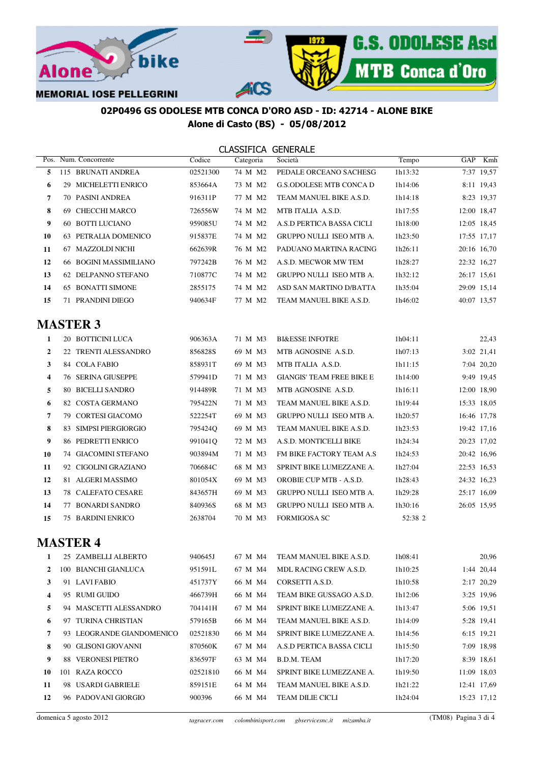MEMORIAL IOSE PELLEGRINI

**02P0496 GS ODOLESE MTB CONCA D'ORO ASD - ID: 42714 - ALONE BIKE**
**Alone di Casto (BS) - 05/08/2012**

CLASSIFICA GENERALE

| Pos. | Num. | Concorrente | Codice | Categoria | Società | Tempo | GAP | Kmh |
|---|---|---|---|---|---|---|---|---|
| 5 | 115 | BRUNATI ANDREA | 02521300 | 74 M M2 | PEDALE ORCEANO SACHESG | 1h13:32 | 7:37 | 19,57 |
| 6 | 29 | MICHELETTI ENRICO | 853664A | 73 M M2 | G.S.ODOLESE MTB CONCA D | 1h14:06 | 8:11 | 19,43 |
| 7 | 70 | PASINI ANDREA | 916311P | 77 M M2 | TEAM MANUEL BIKE A.S.D. | 1h14:18 | 8:23 | 19,37 |
| 8 | 69 | CHECCHI MARCO | 726556W | 74 M M2 | MTB ITALIA A.S.D. | 1h17:55 | 12:00 | 18,47 |
| 9 | 60 | BOTTI LUCIANO | 959085U | 74 M M2 | A.S.D PERTICA BASSA CICLI | 1h18:00 | 12:05 | 18,45 |
| 10 | 63 | PETRALIA DOMENICO | 915837E | 74 M M2 | GRUPPO NULLI ISEO MTB A. | 1h23:50 | 17:55 | 17,17 |
| 11 | 67 | MAZZOLDI NICHI | 662639R | 76 M M2 | PADUANO MARTINA RACING | 1h26:11 | 20:16 | 16,70 |
| 12 | 66 | BOGINI MASSIMILIANO | 797242B | 76 M M2 | A.S.D. MECWOR MW TEM | 1h28:27 | 22:32 | 16,27 |
| 13 | 62 | DELPANNO STEFANO | 710877C | 74 M M2 | GRUPPO NULLI ISEO MTB A. | 1h32:12 | 26:17 | 15,61 |
| 14 | 65 | BONATTI SIMONE | 2855175 | 74 M M2 | ASD SAN MARTINO D/BATTA | 1h35:04 | 29:09 | 15,14 |
| 15 | 71 | PRANDINI DIEGO | 940634F | 77 M M2 | TEAM MANUEL BIKE A.S.D. | 1h46:02 | 40:07 | 13,57 |

## MASTER 3

| Pos. | Num. | Concorrente | Codice | Categoria | Società | Tempo | GAP | Kmh |
|---|---|---|---|---|---|---|---|---|
| 1 | 20 | BOTTICINI LUCA | 906363A | 71 M M3 | BI&ESSE INFOTRE | 1h04:11 | | 22,43 |
| 2 | 22 | TRENTI ALESSANDRO | 856828S | 69 M M3 | MTB AGNOSINE A.S.D. | 1h07:13 | 3:02 | 21,41 |
| 3 | 84 | COLA FABIO | 858931T | 69 M M3 | MTB ITALIA A.S.D. | 1h11:15 | 7:04 | 20,20 |
| 4 | 76 | SERINA GIUSEPPE | 579941D | 71 M M3 | GIANGIS' TEAM FREE BIKE E | 1h14:00 | 9:49 | 19,45 |
| 5 | 80 | BICELLI SANDRO | 914489R | 71 M M3 | MTB AGNOSINE A.S.D. | 1h16:11 | 12:00 | 18,90 |
| 6 | 82 | COSTA GERMANO | 795422N | 71 M M3 | TEAM MANUEL BIKE A.S.D. | 1h19:44 | 15:33 | 18,05 |
| 7 | 79 | CORTESI GIACOMO | 522254T | 69 M M3 | GRUPPO NULLI ISEO MTB A. | 1h20:57 | 16:46 | 17,78 |
| 8 | 83 | SIMPSI PIERGIORGIO | 795424Q | 69 M M3 | TEAM MANUEL BIKE A.S.D. | 1h23:53 | 19:42 | 17,16 |
| 9 | 86 | PEDRETTI ENRICO | 991041Q | 72 M M3 | A.S.D. MONTICELLI BIKE | 1h24:34 | 20:23 | 17,02 |
| 10 | 74 | GIACOMINI STEFANO | 903894M | 71 M M3 | FM BIKE FACTORY TEAM A.S | 1h24:53 | 20:42 | 16,96 |
| 11 | 92 | CIGOLINI GRAZIANO | 706684C | 68 M M3 | SPRINT BIKE LUMEZZANE A. | 1h27:04 | 22:53 | 16,53 |
| 12 | 81 | ALGERI MASSIMO | 801054X | 69 M M3 | OROBIE CUP MTB - A.S.D. | 1h28:43 | 24:32 | 16,23 |
| 13 | 78 | CALEFATO CESARE | 843657H | 69 M M3 | GRUPPO NULLI ISEO MTB A. | 1h29:28 | 25:17 | 16,09 |
| 14 | 77 | BONARDI SANDRO | 840936S | 68 M M3 | GRUPPO NULLI ISEO MTB A. | 1h30:16 | 26:05 | 15,95 |
| 15 | 75 | BARDINI ENRICO | 2638704 | 70 M M3 | FORMIGOSA SC | 52:38 2 | | |

## MASTER 4

| Pos. | Num. | Concorrente | Codice | Categoria | Società | Tempo | GAP | Kmh |
|---|---|---|---|---|---|---|---|---|
| 1 | 25 | ZAMBELLI ALBERTO | 940645J | 67 M M4 | TEAM MANUEL BIKE A.S.D. | 1h08:41 | | 20,96 |
| 2 | 100 | BIANCHI GIANLUCA | 951591L | 67 M M4 | MDL RACING CREW A.S.D. | 1h10:25 | 1:44 | 20,44 |
| 3 | 91 | LAVI FABIO | 451737Y | 66 M M4 | CORSETTI A.S.D. | 1h10:58 | 2:17 | 20,29 |
| 4 | 95 | RUMI GUIDO | 466739H | 66 M M4 | TEAM BIKE GUSSAGO A.S.D. | 1h12:06 | 3:25 | 19,96 |
| 5 | 94 | MASCETTI ALESSANDRO | 704141H | 67 M M4 | SPRINT BIKE LUMEZZANE A. | 1h13:47 | 5:06 | 19,51 |
| 6 | 97 | TURINA CHRISTIAN | 579165B | 66 M M4 | TEAM MANUEL BIKE A.S.D. | 1h14:09 | 5:28 | 19,41 |
| 7 | 93 | LEOGRANDE GIANDOMENICO | 02521830 | 66 M M4 | SPRINT BIKE LUMEZZANE A. | 1h14:56 | 6:15 | 19,21 |
| 8 | 90 | GLISONI GIOVANNI | 870560K | 67 M M4 | A.S.D PERTICA BASSA CICLI | 1h15:50 | 7:09 | 18,98 |
| 9 | 88 | VERONESI PIETRO | 836597F | 63 M M4 | B.D.M. TEAM | 1h17:20 | 8:39 | 18,61 |
| 10 | 101 | RAZA ROCCO | 02521810 | 66 M M4 | SPRINT BIKE LUMEZZANE A. | 1h19:50 | 11:09 | 18,03 |
| 11 | 98 | USARDI GABRIELE | 859151E | 64 M M4 | TEAM MANUEL BIKE A.S.D. | 1h21:22 | 12:41 | 17,69 |
| 12 | 96 | PADOVANI GIORGIO | 900396 | 66 M M4 | TEAM DILIE CICLI | 1h24:04 | 15:23 | 17,12 |

domenica 5 agosto 2012 — *tagracer.com colombinisport.com gbservicesnc.it mizamba.it* — (TM08)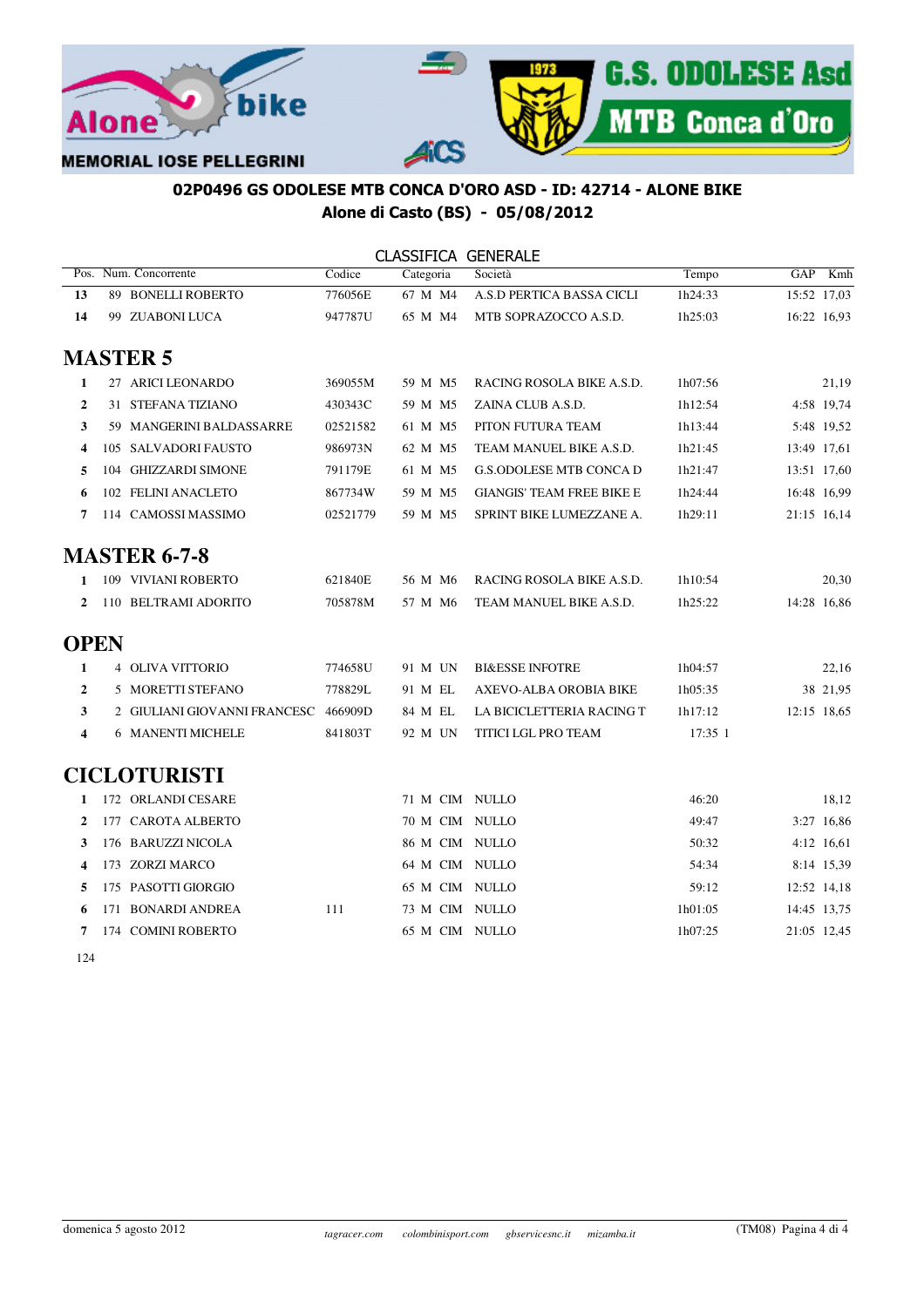MEMORIAL IOSE PELLEGRINI

**02P0496 GS ODOLESE MTB CONCA D'ORO ASD - ID: 42714 - ALONE BIKE**
**Alone di Casto (BS) - 05/08/2012**

CLASSIFICA GENERALE

| Pos. | Num. | Concorrente | Codice | Categoria | Società | Tempo | GAP | Kmh |
|---|---|---|---|---|---|---|---|---|
| 13 | 89 | BONELLI ROBERTO | 776056E | 67 M M4 | A.S.D PERTICA BASSA CICLI | 1h24:33 | 15:52 | 17,03 |
| 14 | 99 | ZUABONI LUCA | 947787U | 65 M M4 | MTB SOPRAZOCCO A.S.D. | 1h25:03 | 16:22 | 16,93 |

## MASTER 5

| Pos. | Num. | Concorrente | Codice | Categoria | Società | Tempo | GAP | Kmh |
|---|---|---|---|---|---|---|---|---|
| 1 | 27 | ARICI LEONARDO | 369055M | 59 M M5 | RACING ROSOLA BIKE A.S.D. | 1h07:56 | | 21,19 |
| 2 | 31 | STEFANA TIZIANO | 430343C | 59 M M5 | ZAINA CLUB A.S.D. | 1h12:54 | 4:58 | 19,74 |
| 3 | 59 | MANGERINI BALDASSARRE | 02521582 | 61 M M5 | PITON FUTURA TEAM | 1h13:44 | 5:48 | 19,52 |
| 4 | 105 | SALVADORI FAUSTO | 986973N | 62 M M5 | TEAM MANUEL BIKE A.S.D. | 1h21:45 | 13:49 | 17,61 |
| 5 | 104 | GHIZZARDI SIMONE | 791179E | 61 M M5 | G.S.ODOLESE MTB CONCA D | 1h21:47 | 13:51 | 17,60 |
| 6 | 102 | FELINI ANACLETO | 867734W | 59 M M5 | GIANGIS' TEAM FREE BIKE E | 1h24:44 | 16:48 | 16,99 |
| 7 | 114 | CAMOSSI MASSIMO | 02521779 | 59 M M5 | SPRINT BIKE LUMEZZANE A. | 1h29:11 | 21:15 | 16,14 |

## MASTER 6-7-8

| Pos. | Num. | Concorrente | Codice | Categoria | Società | Tempo | GAP | Kmh |
|---|---|---|---|---|---|---|---|---|
| 1 | 109 | VIVIANI ROBERTO | 621840E | 56 M M6 | RACING ROSOLA BIKE A.S.D. | 1h10:54 | | 20,30 |
| 2 | 110 | BELTRAMI ADORITO | 705878M | 57 M M6 | TEAM MANUEL BIKE A.S.D. | 1h25:22 | 14:28 | 16,86 |

## OPEN

| Pos. | Num. | Concorrente | Codice | Categoria | Società | Tempo | GAP | Kmh |
|---|---|---|---|---|---|---|---|---|
| 1 | 4 | OLIVA VITTORIO | 774658U | 91 M UN | BI&ESSE INFOTRE | 1h04:57 | | 22,16 |
| 2 | 5 | MORETTI STEFANO | 778829L | 91 M EL | AXEVO-ALBA OROBIA BIKE | 1h05:35 | 38 | 21,95 |
| 3 | 2 | GIULIANI GIOVANNI FRANCESC | 466909D | 84 M EL | LA BICICLETTERIA RACING T | 1h17:12 | 12:15 | 18,65 |
| 4 | 6 | MANENTI MICHELE | 841803T | 92 M UN | TITICI LGL PRO TEAM | 17:35 1 | | |

## CICLOTURISTI

| Pos. | Num. | Concorrente | Codice | Categoria | Società | Tempo | GAP | Kmh |
|---|---|---|---|---|---|---|---|---|
| 1 | 172 | ORLANDI CESARE | | 71 M CIM | NULLO | 46:20 | | 18,12 |
| 2 | 177 | CAROTA ALBERTO | | 70 M CIM | NULLO | 49:47 | 3:27 | 16,86 |
| 3 | 176 | BARUZZI NICOLA | | 86 M CIM | NULLO | 50:32 | 4:12 | 16,61 |
| 4 | 173 | ZORZI MARCO | | 64 M CIM | NULLO | 54:34 | 8:14 | 15,39 |
| 5 | 175 | PASOTTI GIORGIO | | 65 M CIM | NULLO | 59:12 | 12:52 | 14,18 |
| 6 | 171 | BONARDI ANDREA | 111 | 73 M CIM | NULLO | 1h01:05 | 14:45 | 13,75 |
| 7 | 174 | COMINI ROBERTO | | 65 M CIM | NULLO | 1h07:25 | 21:05 | 12,45 |

124